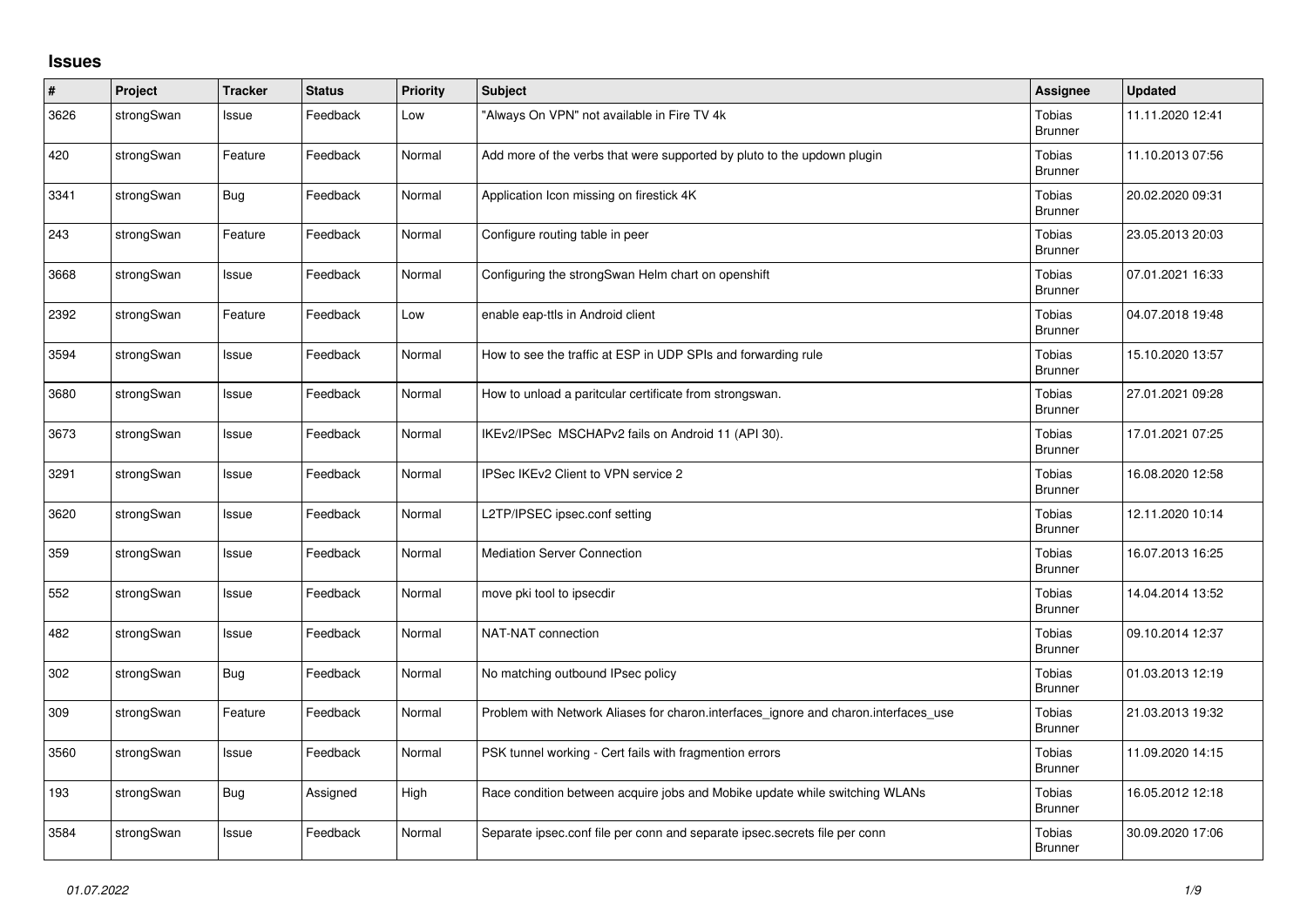# Issues

| # | Project | Tracker | Status | Priority | Subject | Assignee | Updated |
|---|---|---|---|---|---|---|---|
| 3626 | strongSwan | Issue | Feedback | Low | "Always On VPN" not available in Fire TV 4k | Tobias Brunner | 11.11.2020 12:41 |
| 420 | strongSwan | Feature | Feedback | Normal | Add more of the verbs that were supported by pluto to the updown plugin | Tobias Brunner | 11.10.2013 07:56 |
| 3341 | strongSwan | Bug | Feedback | Normal | Application Icon missing on firestick 4K | Tobias Brunner | 20.02.2020 09:31 |
| 243 | strongSwan | Feature | Feedback | Normal | Configure routing table in peer | Tobias Brunner | 23.05.2013 20:03 |
| 3668 | strongSwan | Issue | Feedback | Normal | Configuring the strongSwan Helm chart on openshift | Tobias Brunner | 07.01.2021 16:33 |
| 2392 | strongSwan | Feature | Feedback | Low | enable eap-ttls in Android client | Tobias Brunner | 04.07.2018 19:48 |
| 3594 | strongSwan | Issue | Feedback | Normal | How to see the traffic at ESP in UDP SPIs and forwarding rule | Tobias Brunner | 15.10.2020 13:57 |
| 3680 | strongSwan | Issue | Feedback | Normal | How to unload a paritcular certificate from strongswan. | Tobias Brunner | 27.01.2021 09:28 |
| 3673 | strongSwan | Issue | Feedback | Normal | IKEv2/IPSec MSCHAPv2 fails on Android 11 (API 30). | Tobias Brunner | 17.01.2021 07:25 |
| 3291 | strongSwan | Issue | Feedback | Normal | IPSec IKEv2 Client to VPN service 2 | Tobias Brunner | 16.08.2020 12:58 |
| 3620 | strongSwan | Issue | Feedback | Normal | L2TP/IPSEC ipsec.conf setting | Tobias Brunner | 12.11.2020 10:14 |
| 359 | strongSwan | Issue | Feedback | Normal | Mediation Server Connection | Tobias Brunner | 16.07.2013 16:25 |
| 552 | strongSwan | Issue | Feedback | Normal | move pki tool to ipsecdir | Tobias Brunner | 14.04.2014 13:52 |
| 482 | strongSwan | Issue | Feedback | Normal | NAT-NAT connection | Tobias Brunner | 09.10.2014 12:37 |
| 302 | strongSwan | Bug | Feedback | Normal | No matching outbound IPsec policy | Tobias Brunner | 01.03.2013 12:19 |
| 309 | strongSwan | Feature | Feedback | Normal | Problem with Network Aliases for charon.interfaces_ignore and charon.interfaces_use | Tobias Brunner | 21.03.2013 19:32 |
| 3560 | strongSwan | Issue | Feedback | Normal | PSK tunnel working - Cert fails with fragmention errors | Tobias Brunner | 11.09.2020 14:15 |
| 193 | strongSwan | Bug | Assigned | High | Race condition between acquire jobs and Mobike update while switching WLANs | Tobias Brunner | 16.05.2012 12:18 |
| 3584 | strongSwan | Issue | Feedback | Normal | Separate ipsec.conf file per conn and separate ipsec.secrets file per conn | Tobias Brunner | 30.09.2020 17:06 |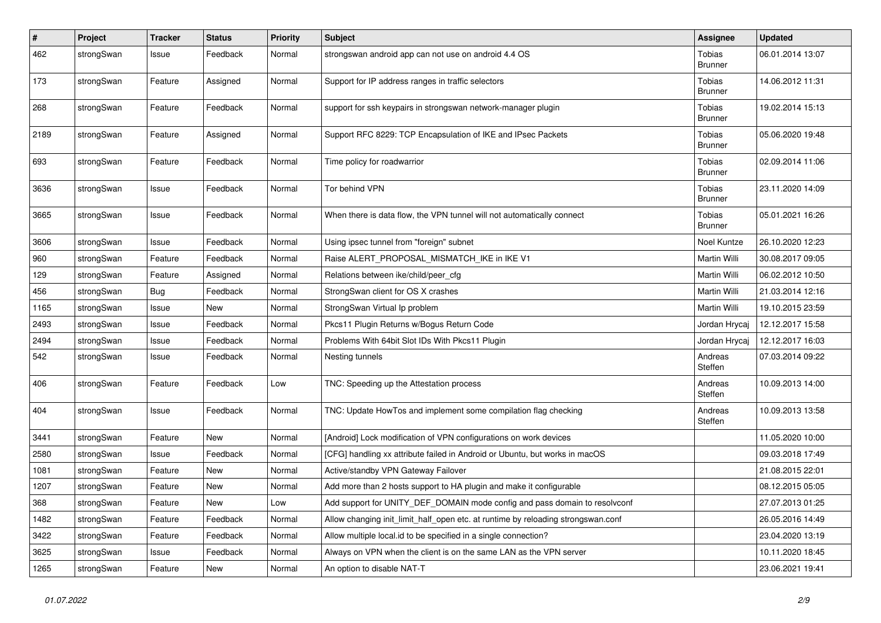| # | Project | Tracker | Status | Priority | Subject | Assignee | Updated |
|---|---|---|---|---|---|---|---|
| 462 | strongSwan | Issue | Feedback | Normal | strongswan android app can not use on android 4.4 OS | Tobias Brunner | 06.01.2014 13:07 |
| 173 | strongSwan | Feature | Assigned | Normal | Support for IP address ranges in traffic selectors | Tobias Brunner | 14.06.2012 11:31 |
| 268 | strongSwan | Feature | Feedback | Normal | support for ssh keypairs in strongswan network-manager plugin | Tobias Brunner | 19.02.2014 15:13 |
| 2189 | strongSwan | Feature | Assigned | Normal | Support RFC 8229: TCP Encapsulation of IKE and IPsec Packets | Tobias Brunner | 05.06.2020 19:48 |
| 693 | strongSwan | Feature | Feedback | Normal | Time policy for roadwarrior | Tobias Brunner | 02.09.2014 11:06 |
| 3636 | strongSwan | Issue | Feedback | Normal | Tor behind VPN | Tobias Brunner | 23.11.2020 14:09 |
| 3665 | strongSwan | Issue | Feedback | Normal | When there is data flow, the VPN tunnel will not automatically connect | Tobias Brunner | 05.01.2021 16:26 |
| 3606 | strongSwan | Issue | Feedback | Normal | Using ipsec tunnel from "foreign" subnet | Noel Kuntze | 26.10.2020 12:23 |
| 960 | strongSwan | Feature | Feedback | Normal | Raise ALERT_PROPOSAL_MISMATCH_IKE in IKE V1 | Martin Willi | 30.08.2017 09:05 |
| 129 | strongSwan | Feature | Assigned | Normal | Relations between ike/child/peer_cfg | Martin Willi | 06.02.2012 10:50 |
| 456 | strongSwan | Bug | Feedback | Normal | StrongSwan client for OS X crashes | Martin Willi | 21.03.2014 12:16 |
| 1165 | strongSwan | Issue | New | Normal | StrongSwan Virtual Ip problem | Martin Willi | 19.10.2015 23:59 |
| 2493 | strongSwan | Issue | Feedback | Normal | Pkcs11 Plugin Returns w/Bogus Return Code | Jordan Hrycaj | 12.12.2017 15:58 |
| 2494 | strongSwan | Issue | Feedback | Normal | Problems With 64bit Slot IDs With Pkcs11 Plugin | Jordan Hrycaj | 12.12.2017 16:03 |
| 542 | strongSwan | Issue | Feedback | Normal | Nesting tunnels | Andreas Steffen | 07.03.2014 09:22 |
| 406 | strongSwan | Feature | Feedback | Low | TNC: Speeding up the Attestation process | Andreas Steffen | 10.09.2013 14:00 |
| 404 | strongSwan | Issue | Feedback | Normal | TNC: Update HowTos and implement some compilation flag checking | Andreas Steffen | 10.09.2013 13:58 |
| 3441 | strongSwan | Feature | New | Normal | [Android] Lock modification of VPN configurations on work devices | | 11.05.2020 10:00 |
| 2580 | strongSwan | Issue | Feedback | Normal | [CFG] handling xx attribute failed in Android or Ubuntu, but works in macOS | | 09.03.2018 17:49 |
| 1081 | strongSwan | Feature | New | Normal | Active/standby VPN Gateway Failover | | 21.08.2015 22:01 |
| 1207 | strongSwan | Feature | New | Normal | Add more than 2 hosts support to HA plugin and make it configurable | | 08.12.2015 05:05 |
| 368 | strongSwan | Feature | New | Low | Add support for UNITY_DEF_DOMAIN mode config and pass domain to resolvconf | | 27.07.2013 01:25 |
| 1482 | strongSwan | Feature | Feedback | Normal | Allow changing init_limit_half_open etc. at runtime by reloading strongswan.conf | | 26.05.2016 14:49 |
| 3422 | strongSwan | Feature | Feedback | Normal | Allow multiple local.id to be specified in a single connection? | | 23.04.2020 13:19 |
| 3625 | strongSwan | Issue | Feedback | Normal | Always on VPN when the client is on the same LAN as the VPN server | | 10.11.2020 18:45 |
| 1265 | strongSwan | Feature | New | Normal | An option to disable NAT-T | | 23.06.2021 19:41 |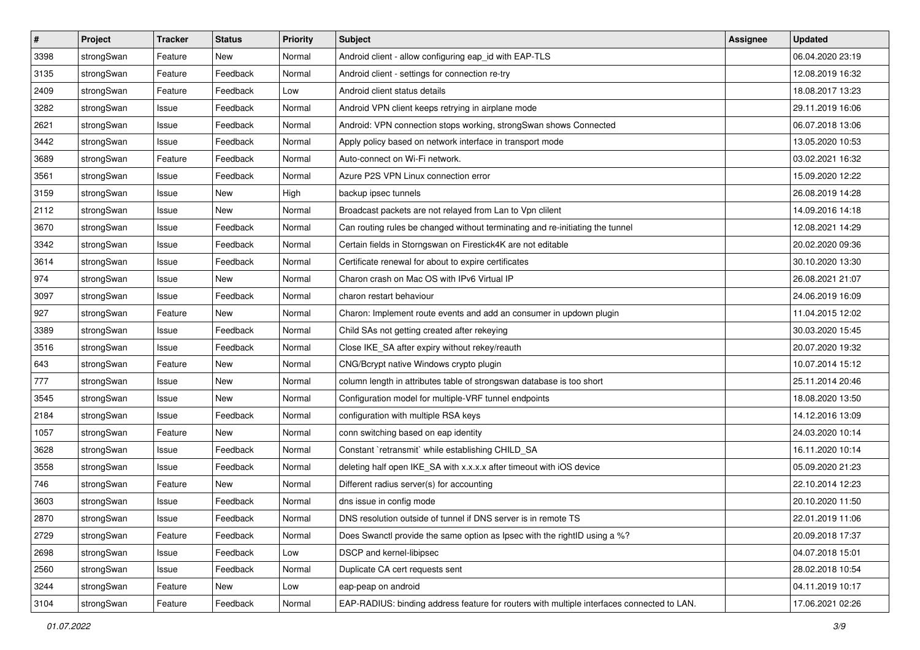| # | Project | Tracker | Status | Priority | Subject | Assignee | Updated |
|---|---|---|---|---|---|---|---|
| 3398 | strongSwan | Feature | New | Normal | Android client - allow configuring eap_id with EAP-TLS | | 06.04.2020 23:19 |
| 3135 | strongSwan | Feature | Feedback | Normal | Android client - settings for connection re-try | | 12.08.2019 16:32 |
| 2409 | strongSwan | Feature | Feedback | Low | Android client status details | | 18.08.2017 13:23 |
| 3282 | strongSwan | Issue | Feedback | Normal | Android VPN client keeps retrying in airplane mode | | 29.11.2019 16:06 |
| 2621 | strongSwan | Issue | Feedback | Normal | Android: VPN connection stops working, strongSwan shows Connected | | 06.07.2018 13:06 |
| 3442 | strongSwan | Issue | Feedback | Normal | Apply policy based on network interface in transport mode | | 13.05.2020 10:53 |
| 3689 | strongSwan | Feature | Feedback | Normal | Auto-connect on Wi-Fi network. | | 03.02.2021 16:32 |
| 3561 | strongSwan | Issue | Feedback | Normal | Azure P2S VPN Linux connection error | | 15.09.2020 12:22 |
| 3159 | strongSwan | Issue | New | High | backup ipsec tunnels | | 26.08.2019 14:28 |
| 2112 | strongSwan | Issue | New | Normal | Broadcast packets are not relayed from Lan to Vpn clilent | | 14.09.2016 14:18 |
| 3670 | strongSwan | Issue | Feedback | Normal | Can routing rules be changed without terminating and re-initiating the tunnel | | 12.08.2021 14:29 |
| 3342 | strongSwan | Issue | Feedback | Normal | Certain fields in Storngswan on Firestick4K are not editable | | 20.02.2020 09:36 |
| 3614 | strongSwan | Issue | Feedback | Normal | Certificate renewal for about to expire certificates | | 30.10.2020 13:30 |
| 974 | strongSwan | Issue | New | Normal | Charon crash on Mac OS with IPv6 Virtual IP | | 26.08.2021 21:07 |
| 3097 | strongSwan | Issue | Feedback | Normal | charon restart behaviour | | 24.06.2019 16:09 |
| 927 | strongSwan | Feature | New | Normal | Charon: Implement route events and add an consumer in updown plugin | | 11.04.2015 12:02 |
| 3389 | strongSwan | Issue | Feedback | Normal | Child SAs not getting created after rekeying | | 30.03.2020 15:45 |
| 3516 | strongSwan | Issue | Feedback | Normal | Close IKE_SA after expiry without rekey/reauth | | 20.07.2020 19:32 |
| 643 | strongSwan | Feature | New | Normal | CNG/Bcrypt native Windows crypto plugin | | 10.07.2014 15:12 |
| 777 | strongSwan | Issue | New | Normal | column length in attributes table of strongswan database is too short | | 25.11.2014 20:46 |
| 3545 | strongSwan | Issue | New | Normal | Configuration model for multiple-VRF tunnel endpoints | | 18.08.2020 13:50 |
| 2184 | strongSwan | Issue | Feedback | Normal | configuration with multiple RSA keys | | 14.12.2016 13:09 |
| 1057 | strongSwan | Feature | New | Normal | conn switching based on eap identity | | 24.03.2020 10:14 |
| 3628 | strongSwan | Issue | Feedback | Normal | Constant `retransmit` while establishing CHILD_SA | | 16.11.2020 10:14 |
| 3558 | strongSwan | Issue | Feedback | Normal | deleting half open IKE_SA with x.x.x.x after timeout with iOS device | | 05.09.2020 21:23 |
| 746 | strongSwan | Feature | New | Normal | Different radius server(s) for accounting | | 22.10.2014 12:23 |
| 3603 | strongSwan | Issue | Feedback | Normal | dns issue in config mode | | 20.10.2020 11:50 |
| 2870 | strongSwan | Issue | Feedback | Normal | DNS resolution outside of tunnel if DNS server is in remote TS | | 22.01.2019 11:06 |
| 2729 | strongSwan | Feature | Feedback | Normal | Does Swanctl provide the same option as Ipsec with the rightID using a %? | | 20.09.2018 17:37 |
| 2698 | strongSwan | Issue | Feedback | Low | DSCP and kernel-libipsec | | 04.07.2018 15:01 |
| 2560 | strongSwan | Issue | Feedback | Normal | Duplicate CA cert requests sent | | 28.02.2018 10:54 |
| 3244 | strongSwan | Feature | New | Low | eap-peap on android | | 04.11.2019 10:17 |
| 3104 | strongSwan | Feature | Feedback | Normal | EAP-RADIUS: binding address feature for routers with multiple interfaces connected to LAN. | | 17.06.2021 02:26 |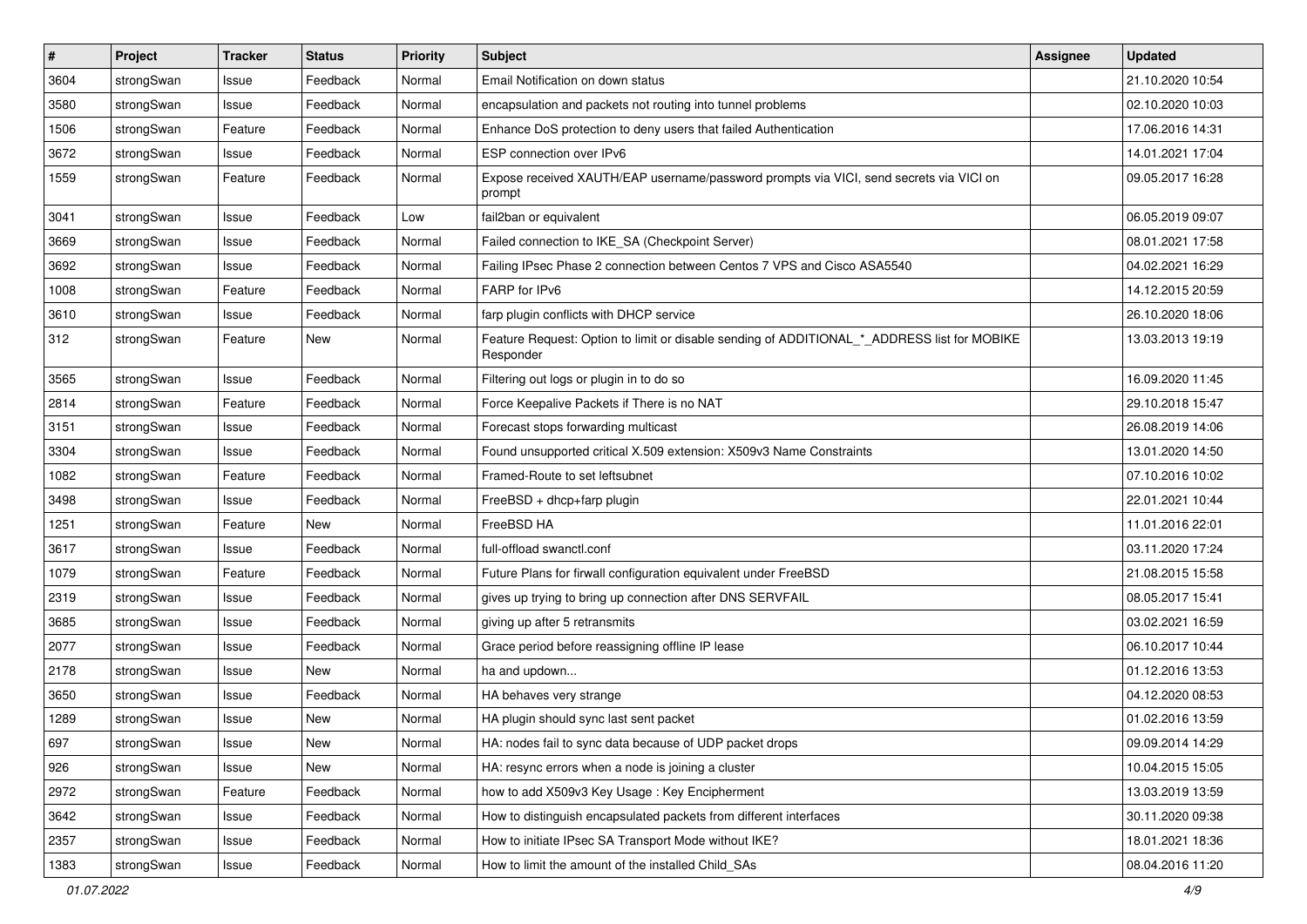| # | Project | Tracker | Status | Priority | Subject | Assignee | Updated |
|---|---|---|---|---|---|---|---|
| 3604 | strongSwan | Issue | Feedback | Normal | Email Notification on down status | | 21.10.2020 10:54 |
| 3580 | strongSwan | Issue | Feedback | Normal | encapsulation and packets not routing into tunnel problems | | 02.10.2020 10:03 |
| 1506 | strongSwan | Feature | Feedback | Normal | Enhance DoS protection to deny users that failed Authentication | | 17.06.2016 14:31 |
| 3672 | strongSwan | Issue | Feedback | Normal | ESP connection over IPv6 | | 14.01.2021 17:04 |
| 1559 | strongSwan | Feature | Feedback | Normal | Expose received XAUTH/EAP username/password prompts via VICI, send secrets via VICI on prompt | | 09.05.2017 16:28 |
| 3041 | strongSwan | Issue | Feedback | Low | fail2ban or equivalent | | 06.05.2019 09:07 |
| 3669 | strongSwan | Issue | Feedback | Normal | Failed connection to IKE_SA (Checkpoint Server) | | 08.01.2021 17:58 |
| 3692 | strongSwan | Issue | Feedback | Normal | Failing IPsec Phase 2 connection between Centos 7 VPS and Cisco ASA5540 | | 04.02.2021 16:29 |
| 1008 | strongSwan | Feature | Feedback | Normal | FARP for IPv6 | | 14.12.2015 20:59 |
| 3610 | strongSwan | Issue | Feedback | Normal | farp plugin conflicts with DHCP service | | 26.10.2020 18:06 |
| 312 | strongSwan | Feature | New | Normal | Feature Request: Option to limit or disable sending of ADDITIONAL_*_ADDRESS list for MOBIKE Responder | | 13.03.2013 19:19 |
| 3565 | strongSwan | Issue | Feedback | Normal | Filtering out logs or plugin in to do so | | 16.09.2020 11:45 |
| 2814 | strongSwan | Feature | Feedback | Normal | Force Keepalive Packets if There is no NAT | | 29.10.2018 15:47 |
| 3151 | strongSwan | Issue | Feedback | Normal | Forecast stops forwarding multicast | | 26.08.2019 14:06 |
| 3304 | strongSwan | Issue | Feedback | Normal | Found unsupported critical X.509 extension: X509v3 Name Constraints | | 13.01.2020 14:50 |
| 1082 | strongSwan | Feature | Feedback | Normal | Framed-Route to set leftsubnet | | 07.10.2016 10:02 |
| 3498 | strongSwan | Issue | Feedback | Normal | FreeBSD + dhcp+farp plugin | | 22.01.2021 10:44 |
| 1251 | strongSwan | Feature | New | Normal | FreeBSD HA | | 11.01.2016 22:01 |
| 3617 | strongSwan | Issue | Feedback | Normal | full-offload swanctl.conf | | 03.11.2020 17:24 |
| 1079 | strongSwan | Feature | Feedback | Normal | Future Plans for firwall configuration equivalent under FreeBSD | | 21.08.2015 15:58 |
| 2319 | strongSwan | Issue | Feedback | Normal | gives up trying to bring up connection after DNS SERVFAIL | | 08.05.2017 15:41 |
| 3685 | strongSwan | Issue | Feedback | Normal | giving up after 5 retransmits | | 03.02.2021 16:59 |
| 2077 | strongSwan | Issue | Feedback | Normal | Grace period before reassigning offline IP lease | | 06.10.2017 10:44 |
| 2178 | strongSwan | Issue | New | Normal | ha and updown... | | 01.12.2016 13:53 |
| 3650 | strongSwan | Issue | Feedback | Normal | HA behaves very strange | | 04.12.2020 08:53 |
| 1289 | strongSwan | Issue | New | Normal | HA plugin should sync last sent packet | | 01.02.2016 13:59 |
| 697 | strongSwan | Issue | New | Normal | HA: nodes fail to sync data because of UDP packet drops | | 09.09.2014 14:29 |
| 926 | strongSwan | Issue | New | Normal | HA: resync errors when a node is joining a cluster | | 10.04.2015 15:05 |
| 2972 | strongSwan | Feature | Feedback | Normal | how to add X509v3 Key Usage : Key Encipherment | | 13.03.2019 13:59 |
| 3642 | strongSwan | Issue | Feedback | Normal | How to distinguish encapsulated packets from different interfaces | | 30.11.2020 09:38 |
| 2357 | strongSwan | Issue | Feedback | Normal | How to initiate IPsec SA Transport Mode without IKE? | | 18.01.2021 18:36 |
| 1383 | strongSwan | Issue | Feedback | Normal | How to limit the amount of the installed Child_SAs | | 08.04.2016 11:20 |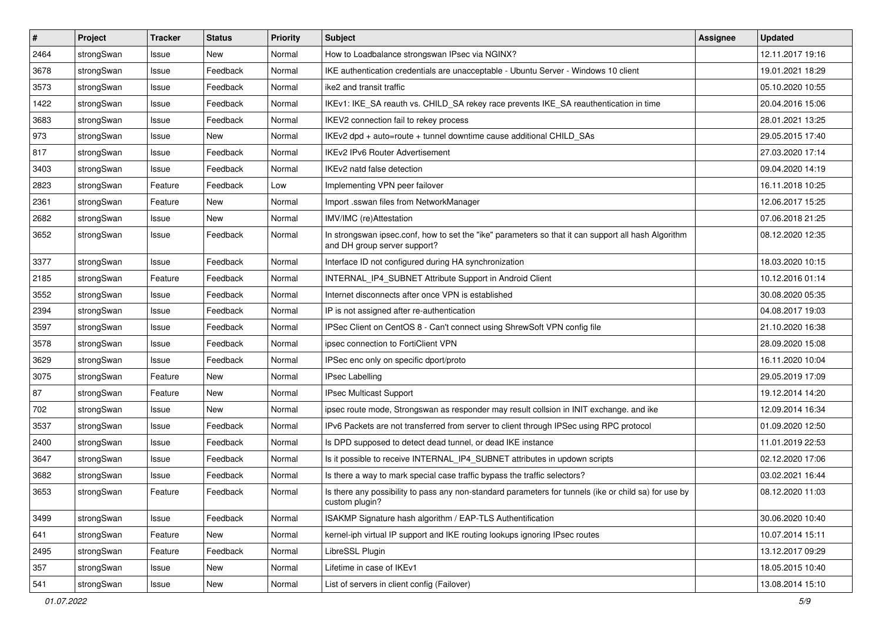| # | Project | Tracker | Status | Priority | Subject | Assignee | Updated |
|---|---|---|---|---|---|---|---|
| 2464 | strongSwan | Issue | New | Normal | How to Loadbalance strongswan IPsec via NGINX? | | 12.11.2017 19:16 |
| 3678 | strongSwan | Issue | Feedback | Normal | IKE authentication credentials are unacceptable - Ubuntu Server - Windows 10 client | | 19.01.2021 18:29 |
| 3573 | strongSwan | Issue | Feedback | Normal | ike2 and transit traffic | | 05.10.2020 10:55 |
| 1422 | strongSwan | Issue | Feedback | Normal | IKEv1: IKE_SA reauth vs. CHILD_SA rekey race prevents IKE_SA reauthentication in time | | 20.04.2016 15:06 |
| 3683 | strongSwan | Issue | Feedback | Normal | IKEV2 connection fail to rekey process | | 28.01.2021 13:25 |
| 973 | strongSwan | Issue | New | Normal | IKEv2 dpd + auto=route + tunnel downtime cause additional CHILD_SAs | | 29.05.2015 17:40 |
| 817 | strongSwan | Issue | Feedback | Normal | IKEv2 IPv6 Router Advertisement | | 27.03.2020 17:14 |
| 3403 | strongSwan | Issue | Feedback | Normal | IKEv2 natd false detection | | 09.04.2020 14:19 |
| 2823 | strongSwan | Feature | Feedback | Low | Implementing VPN peer failover | | 16.11.2018 10:25 |
| 2361 | strongSwan | Feature | New | Normal | Import .sswan files from NetworkManager | | 12.06.2017 15:25 |
| 2682 | strongSwan | Issue | New | Normal | IMV/IMC (re)Attestation | | 07.06.2018 21:25 |
| 3652 | strongSwan | Issue | Feedback | Normal | In strongswan ipsec.conf, how to set the "ike" parameters so that it can support all hash Algorithm and DH group server support? | | 08.12.2020 12:35 |
| 3377 | strongSwan | Issue | Feedback | Normal | Interface ID not configured during HA synchronization | | 18.03.2020 10:15 |
| 2185 | strongSwan | Feature | Feedback | Normal | INTERNAL_IP4_SUBNET Attribute Support in Android Client | | 10.12.2016 01:14 |
| 3552 | strongSwan | Issue | Feedback | Normal | Internet disconnects after once VPN is established | | 30.08.2020 05:35 |
| 2394 | strongSwan | Issue | Feedback | Normal | IP is not assigned after re-authentication | | 04.08.2017 19:03 |
| 3597 | strongSwan | Issue | Feedback | Normal | IPSec Client on CentOS 8 - Can't connect using ShrewSoft VPN config file | | 21.10.2020 16:38 |
| 3578 | strongSwan | Issue | Feedback | Normal | ipsec connection to FortiClient VPN | | 28.09.2020 15:08 |
| 3629 | strongSwan | Issue | Feedback | Normal | IPSec enc only on specific dport/proto | | 16.11.2020 10:04 |
| 3075 | strongSwan | Feature | New | Normal | IPsec Labelling | | 29.05.2019 17:09 |
| 87 | strongSwan | Feature | New | Normal | IPsec Multicast Support | | 19.12.2014 14:20 |
| 702 | strongSwan | Issue | New | Normal | ipsec route mode, Strongswan as responder may result collsion in INIT exchange. and ike | | 12.09.2014 16:34 |
| 3537 | strongSwan | Issue | Feedback | Normal | IPv6 Packets are not transferred from server to client through IPSec using RPC protocol | | 01.09.2020 12:50 |
| 2400 | strongSwan | Issue | Feedback | Normal | Is DPD supposed to detect dead tunnel, or dead IKE instance | | 11.01.2019 22:53 |
| 3647 | strongSwan | Issue | Feedback | Normal | Is it possible to receive INTERNAL_IP4_SUBNET attributes in updown scripts | | 02.12.2020 17:06 |
| 3682 | strongSwan | Issue | Feedback | Normal | Is there a way to mark special case traffic bypass the traffic selectors? | | 03.02.2021 16:44 |
| 3653 | strongSwan | Feature | Feedback | Normal | Is there any possibility to pass any non-standard parameters for tunnels (ike or child sa) for use by custom plugin? | | 08.12.2020 11:03 |
| 3499 | strongSwan | Issue | Feedback | Normal | ISAKMP Signature hash algorithm / EAP-TLS Authentification | | 30.06.2020 10:40 |
| 641 | strongSwan | Feature | New | Normal | kernel-iph virtual IP support and IKE routing lookups ignoring IPsec routes | | 10.07.2014 15:11 |
| 2495 | strongSwan | Feature | Feedback | Normal | LibreSSL Plugin | | 13.12.2017 09:29 |
| 357 | strongSwan | Issue | New | Normal | Lifetime in case of IKEv1 | | 18.05.2015 10:40 |
| 541 | strongSwan | Issue | New | Normal | List of servers in client config (Failover) | | 13.08.2014 15:10 |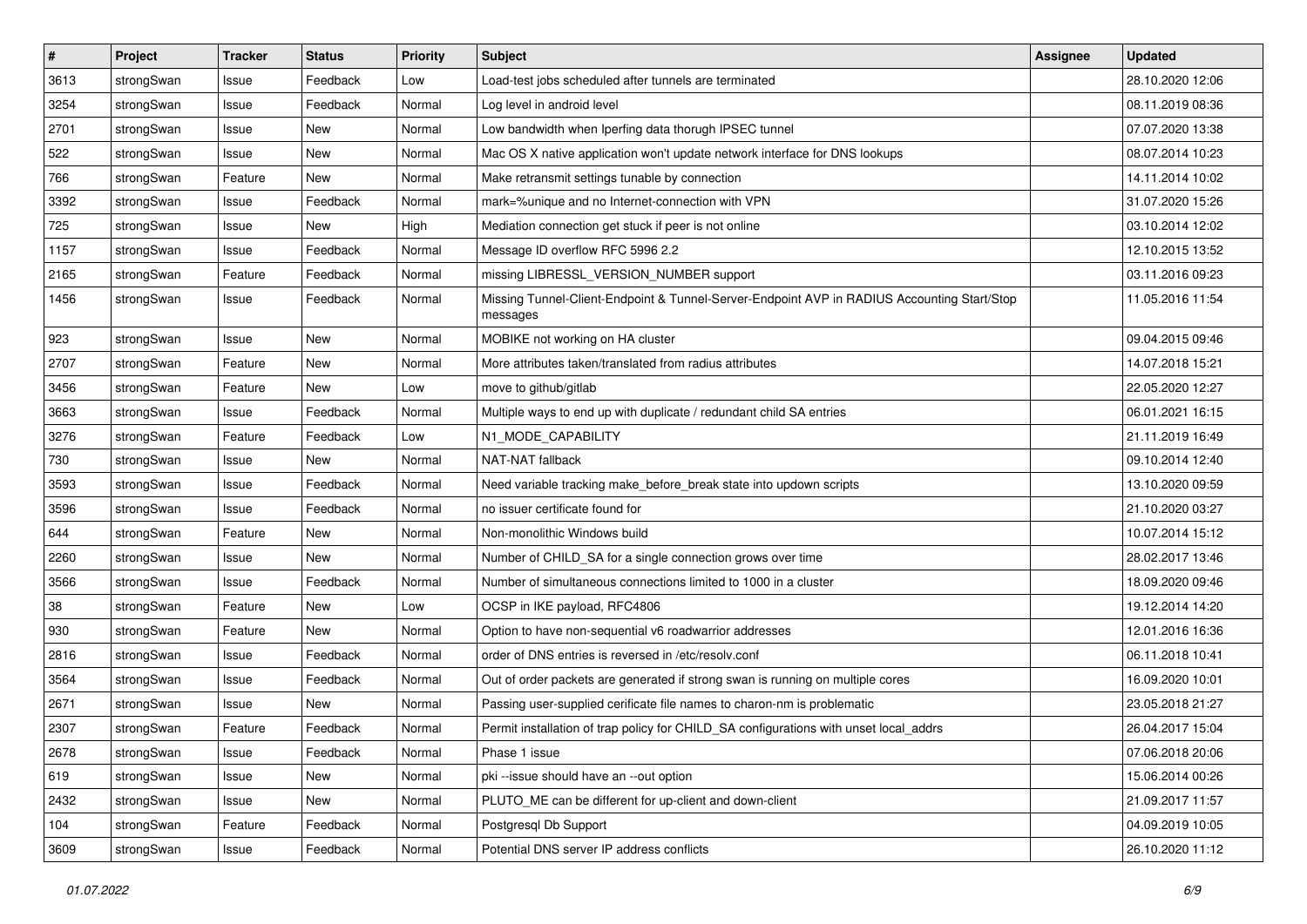| # | Project | Tracker | Status | Priority | Subject | Assignee | Updated |
|---|---|---|---|---|---|---|---|
| 3613 | strongSwan | Issue | Feedback | Low | Load-test jobs scheduled after tunnels are terminated | | 28.10.2020 12:06 |
| 3254 | strongSwan | Issue | Feedback | Normal | Log level in android level | | 08.11.2019 08:36 |
| 2701 | strongSwan | Issue | New | Normal | Low bandwidth when Iperfing data thorugh IPSEC tunnel | | 07.07.2020 13:38 |
| 522 | strongSwan | Issue | New | Normal | Mac OS X native application won't update network interface for DNS lookups | | 08.07.2014 10:23 |
| 766 | strongSwan | Feature | New | Normal | Make retransmit settings tunable by connection | | 14.11.2014 10:02 |
| 3392 | strongSwan | Issue | Feedback | Normal | mark=%unique and no Internet-connection with VPN | | 31.07.2020 15:26 |
| 725 | strongSwan | Issue | New | High | Mediation connection get stuck if peer is not online | | 03.10.2014 12:02 |
| 1157 | strongSwan | Issue | Feedback | Normal | Message ID overflow RFC 5996 2.2 | | 12.10.2015 13:52 |
| 2165 | strongSwan | Feature | Feedback | Normal | missing LIBRESSL_VERSION_NUMBER support | | 03.11.2016 09:23 |
| 1456 | strongSwan | Issue | Feedback | Normal | Missing Tunnel-Client-Endpoint & Tunnel-Server-Endpoint AVP in RADIUS Accounting Start/Stop messages | | 11.05.2016 11:54 |
| 923 | strongSwan | Issue | New | Normal | MOBIKE not working on HA cluster | | 09.04.2015 09:46 |
| 2707 | strongSwan | Feature | New | Normal | More attributes taken/translated from radius attributes | | 14.07.2018 15:21 |
| 3456 | strongSwan | Feature | New | Low | move to github/gitlab | | 22.05.2020 12:27 |
| 3663 | strongSwan | Issue | Feedback | Normal | Multiple ways to end up with duplicate / redundant child SA entries | | 06.01.2021 16:15 |
| 3276 | strongSwan | Feature | Feedback | Low | N1_MODE_CAPABILITY | | 21.11.2019 16:49 |
| 730 | strongSwan | Issue | New | Normal | NAT-NAT fallback | | 09.10.2014 12:40 |
| 3593 | strongSwan | Issue | Feedback | Normal | Need variable tracking make_before_break state into updown scripts | | 13.10.2020 09:59 |
| 3596 | strongSwan | Issue | Feedback | Normal | no issuer certificate found for | | 21.10.2020 03:27 |
| 644 | strongSwan | Feature | New | Normal | Non-monolithic Windows build | | 10.07.2014 15:12 |
| 2260 | strongSwan | Issue | New | Normal | Number of CHILD_SA for a single connection grows over time | | 28.02.2017 13:46 |
| 3566 | strongSwan | Issue | Feedback | Normal | Number of simultaneous connections limited to 1000 in a cluster | | 18.09.2020 09:46 |
| 38 | strongSwan | Feature | New | Low | OCSP in IKE payload, RFC4806 | | 19.12.2014 14:20 |
| 930 | strongSwan | Feature | New | Normal | Option to have non-sequential v6 roadwarrior addresses | | 12.01.2016 16:36 |
| 2816 | strongSwan | Issue | Feedback | Normal | order of DNS entries is reversed in /etc/resolv.conf | | 06.11.2018 10:41 |
| 3564 | strongSwan | Issue | Feedback | Normal | Out of order packets are generated if strong swan is running on multiple cores | | 16.09.2020 10:01 |
| 2671 | strongSwan | Issue | New | Normal | Passing user-supplied cerificate file names to charon-nm is problematic | | 23.05.2018 21:27 |
| 2307 | strongSwan | Feature | Feedback | Normal | Permit installation of trap policy for CHILD_SA configurations with unset local_addrs | | 26.04.2017 15:04 |
| 2678 | strongSwan | Issue | Feedback | Normal | Phase 1 issue | | 07.06.2018 20:06 |
| 619 | strongSwan | Issue | New | Normal | pki --issue should have an --out option | | 15.06.2014 00:26 |
| 2432 | strongSwan | Issue | New | Normal | PLUTO_ME can be different for up-client and down-client | | 21.09.2017 11:57 |
| 104 | strongSwan | Feature | Feedback | Normal | Postgresql Db Support | | 04.09.2019 10:05 |
| 3609 | strongSwan | Issue | Feedback | Normal | Potential DNS server IP address conflicts | | 26.10.2020 11:12 |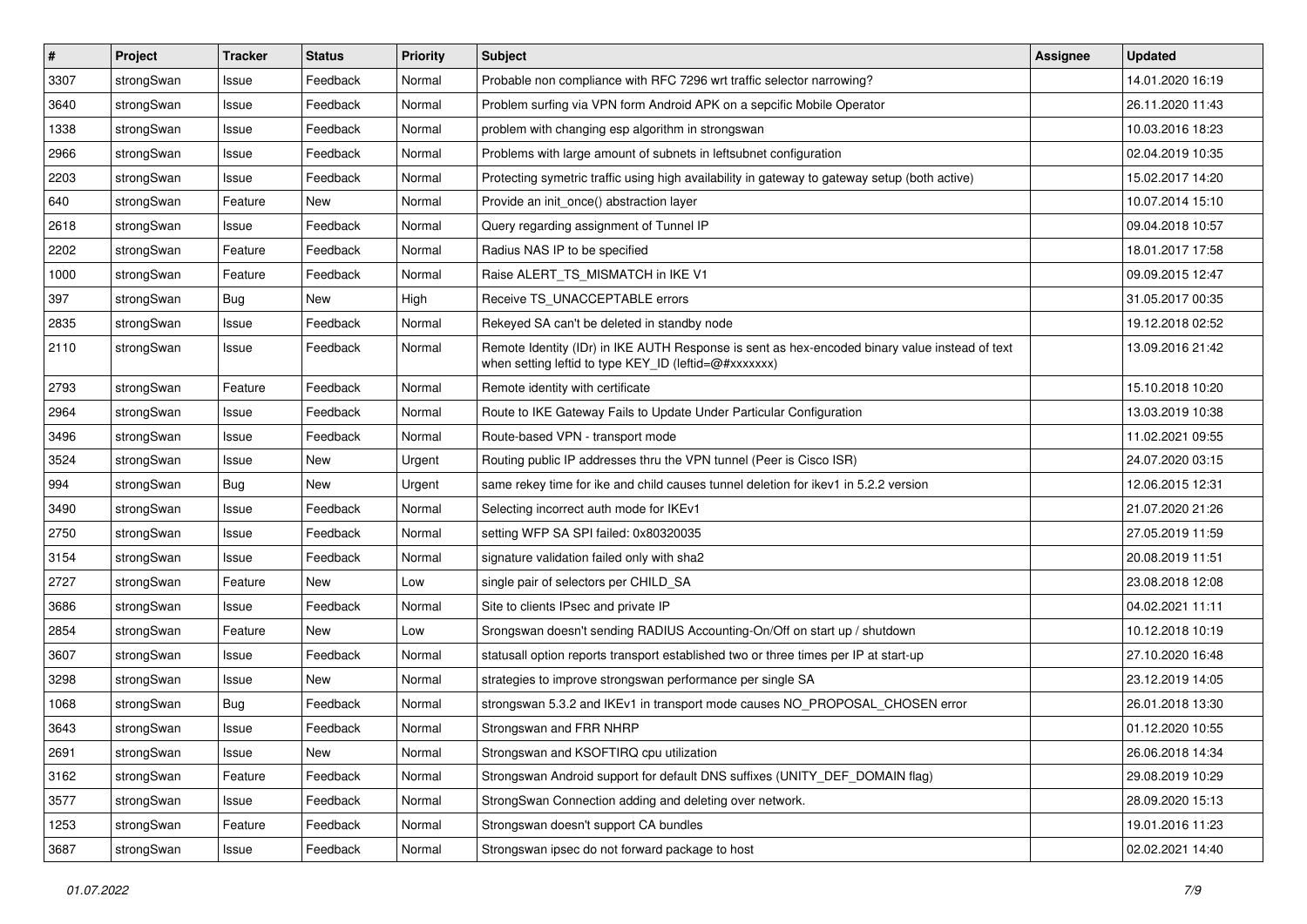| # | Project | Tracker | Status | Priority | Subject | Assignee | Updated |
|---|---|---|---|---|---|---|---|
| 3307 | strongSwan | Issue | Feedback | Normal | Probable non compliance with RFC 7296 wrt traffic selector narrowing? | | 14.01.2020 16:19 |
| 3640 | strongSwan | Issue | Feedback | Normal | Problem surfing via VPN form Android APK on a sepcific Mobile Operator | | 26.11.2020 11:43 |
| 1338 | strongSwan | Issue | Feedback | Normal | problem with changing esp algorithm in strongswan | | 10.03.2016 18:23 |
| 2966 | strongSwan | Issue | Feedback | Normal | Problems with large amount of subnets in leftsubnet configuration | | 02.04.2019 10:35 |
| 2203 | strongSwan | Issue | Feedback | Normal | Protecting symetric traffic using high availability in gateway to gateway setup (both active) | | 15.02.2017 14:20 |
| 640 | strongSwan | Feature | New | Normal | Provide an init_once() abstraction layer | | 10.07.2014 15:10 |
| 2618 | strongSwan | Issue | Feedback | Normal | Query regarding assignment of Tunnel IP | | 09.04.2018 10:57 |
| 2202 | strongSwan | Feature | Feedback | Normal | Radius NAS IP to be specified | | 18.01.2017 17:58 |
| 1000 | strongSwan | Feature | Feedback | Normal | Raise ALERT_TS_MISMATCH in IKE V1 | | 09.09.2015 12:47 |
| 397 | strongSwan | Bug | New | High | Receive TS_UNACCEPTABLE errors | | 31.05.2017 00:35 |
| 2835 | strongSwan | Issue | Feedback | Normal | Rekeyed SA can't be deleted in standby node | | 19.12.2018 02:52 |
| 2110 | strongSwan | Issue | Feedback | Normal | Remote Identity (IDr) in IKE AUTH Response is sent as hex-encoded binary value instead of text when setting leftid to type KEY_ID (leftid=@#xxxxxxx) | | 13.09.2016 21:42 |
| 2793 | strongSwan | Feature | Feedback | Normal | Remote identity with certificate | | 15.10.2018 10:20 |
| 2964 | strongSwan | Issue | Feedback | Normal | Route to IKE Gateway Fails to Update Under Particular Configuration | | 13.03.2019 10:38 |
| 3496 | strongSwan | Issue | Feedback | Normal | Route-based VPN - transport mode | | 11.02.2021 09:55 |
| 3524 | strongSwan | Issue | New | Urgent | Routing public IP addresses thru the VPN tunnel (Peer is Cisco ISR) | | 24.07.2020 03:15 |
| 994 | strongSwan | Bug | New | Urgent | same rekey time for ike and child causes tunnel deletion for ikev1 in 5.2.2 version | | 12.06.2015 12:31 |
| 3490 | strongSwan | Issue | Feedback | Normal | Selecting incorrect auth mode for IKEv1 | | 21.07.2020 21:26 |
| 2750 | strongSwan | Issue | Feedback | Normal | setting WFP SA SPI failed: 0x80320035 | | 27.05.2019 11:59 |
| 3154 | strongSwan | Issue | Feedback | Normal | signature validation failed only with sha2 | | 20.08.2019 11:51 |
| 2727 | strongSwan | Feature | New | Low | single pair of selectors per CHILD_SA | | 23.08.2018 12:08 |
| 3686 | strongSwan | Issue | Feedback | Normal | Site to clients IPsec and private IP | | 04.02.2021 11:11 |
| 2854 | strongSwan | Feature | New | Low | Srongswan doesn't sending RADIUS Accounting-On/Off on start up / shutdown | | 10.12.2018 10:19 |
| 3607 | strongSwan | Issue | Feedback | Normal | statusall option reports transport established two or three times per IP at start-up | | 27.10.2020 16:48 |
| 3298 | strongSwan | Issue | New | Normal | strategies to improve strongswan performance per single SA | | 23.12.2019 14:05 |
| 1068 | strongSwan | Bug | Feedback | Normal | strongswan 5.3.2 and IKEv1 in transport mode causes NO_PROPOSAL_CHOSEN error | | 26.01.2018 13:30 |
| 3643 | strongSwan | Issue | Feedback | Normal | Strongswan and FRR NHRP | | 01.12.2020 10:55 |
| 2691 | strongSwan | Issue | New | Normal | Strongswan and KSOFTIRQ cpu utilization | | 26.06.2018 14:34 |
| 3162 | strongSwan | Feature | Feedback | Normal | Strongswan Android support for default DNS suffixes (UNITY_DEF_DOMAIN flag) | | 29.08.2019 10:29 |
| 3577 | strongSwan | Issue | Feedback | Normal | StrongSwan Connection adding and deleting over network. | | 28.09.2020 15:13 |
| 1253 | strongSwan | Feature | Feedback | Normal | Strongswan doesn't support CA bundles | | 19.01.2016 11:23 |
| 3687 | strongSwan | Issue | Feedback | Normal | Strongswan ipsec do not forward package to host | | 02.02.2021 14:40 |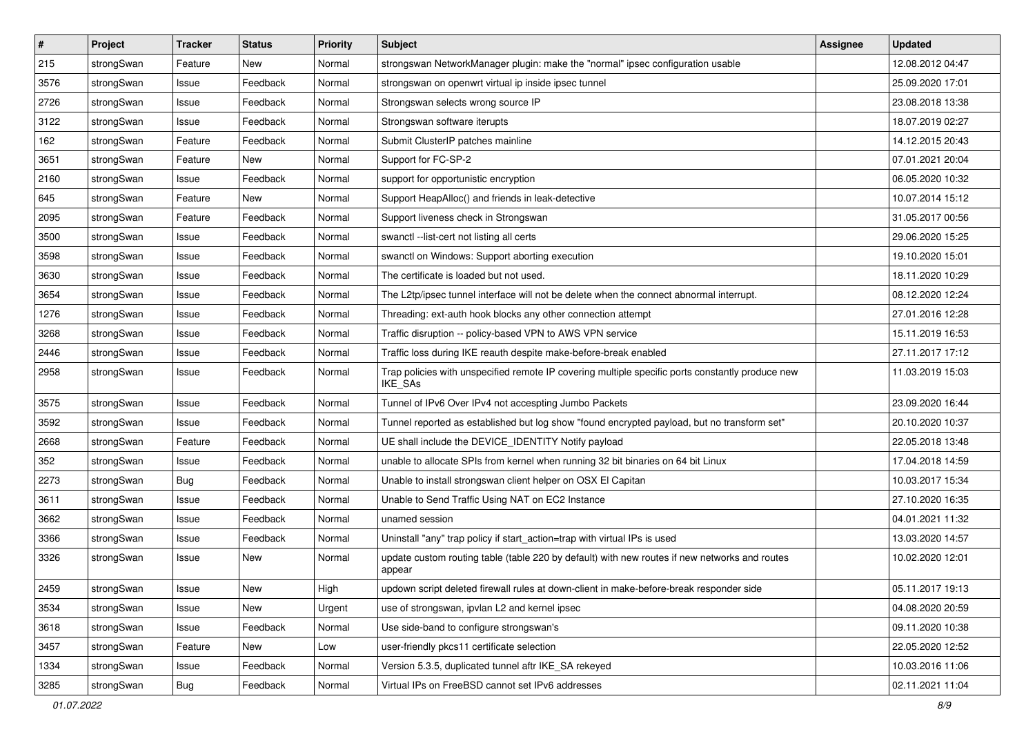| # | Project | Tracker | Status | Priority | Subject | Assignee | Updated |
|---|---|---|---|---|---|---|---|
| 215 | strongSwan | Feature | New | Normal | strongswan NetworkManager plugin: make the "normal" ipsec configuration usable | | 12.08.2012 04:47 |
| 3576 | strongSwan | Issue | Feedback | Normal | strongswan on openwrt virtual ip inside ipsec tunnel | | 25.09.2020 17:01 |
| 2726 | strongSwan | Issue | Feedback | Normal | Strongswan selects wrong source IP | | 23.08.2018 13:38 |
| 3122 | strongSwan | Issue | Feedback | Normal | Strongswan software iterupts | | 18.07.2019 02:27 |
| 162 | strongSwan | Feature | Feedback | Normal | Submit ClusterIP patches mainline | | 14.12.2015 20:43 |
| 3651 | strongSwan | Feature | New | Normal | Support for FC-SP-2 | | 07.01.2021 20:04 |
| 2160 | strongSwan | Issue | Feedback | Normal | support for opportunistic encryption | | 06.05.2020 10:32 |
| 645 | strongSwan | Feature | New | Normal | Support HeapAlloc() and friends in leak-detective | | 10.07.2014 15:12 |
| 2095 | strongSwan | Feature | Feedback | Normal | Support liveness check in Strongswan | | 31.05.2017 00:56 |
| 3500 | strongSwan | Issue | Feedback | Normal | swanctl --list-cert not listing all certs | | 29.06.2020 15:25 |
| 3598 | strongSwan | Issue | Feedback | Normal | swanctl on Windows: Support aborting execution | | 19.10.2020 15:01 |
| 3630 | strongSwan | Issue | Feedback | Normal | The certificate is loaded but not used. | | 18.11.2020 10:29 |
| 3654 | strongSwan | Issue | Feedback | Normal | The L2tp/ipsec tunnel interface will not be delete when the connect abnormal interrupt. | | 08.12.2020 12:24 |
| 1276 | strongSwan | Issue | Feedback | Normal | Threading: ext-auth hook blocks any other connection attempt | | 27.01.2016 12:28 |
| 3268 | strongSwan | Issue | Feedback | Normal | Traffic disruption -- policy-based VPN to AWS VPN service | | 15.11.2019 16:53 |
| 2446 | strongSwan | Issue | Feedback | Normal | Traffic loss during IKE reauth despite make-before-break enabled | | 27.11.2017 17:12 |
| 2958 | strongSwan | Issue | Feedback | Normal | Trap policies with unspecified remote IP covering multiple specific ports constantly produce new IKE_SAs | | 11.03.2019 15:03 |
| 3575 | strongSwan | Issue | Feedback | Normal | Tunnel of IPv6 Over IPv4 not accespting Jumbo Packets | | 23.09.2020 16:44 |
| 3592 | strongSwan | Issue | Feedback | Normal | Tunnel reported as established but log show "found encrypted payload, but no transform set" | | 20.10.2020 10:37 |
| 2668 | strongSwan | Feature | Feedback | Normal | UE shall include the DEVICE_IDENTITY Notify payload | | 22.05.2018 13:48 |
| 352 | strongSwan | Issue | Feedback | Normal | unable to allocate SPIs from kernel when running 32 bit binaries on 64 bit Linux | | 17.04.2018 14:59 |
| 2273 | strongSwan | Bug | Feedback | Normal | Unable to install strongswan client helper on OSX El Capitan | | 10.03.2017 15:34 |
| 3611 | strongSwan | Issue | Feedback | Normal | Unable to Send Traffic Using NAT on EC2 Instance | | 27.10.2020 16:35 |
| 3662 | strongSwan | Issue | Feedback | Normal | unamed session | | 04.01.2021 11:32 |
| 3366 | strongSwan | Issue | Feedback | Normal | Uninstall "any" trap policy if start_action=trap with virtual IPs is used | | 13.03.2020 14:57 |
| 3326 | strongSwan | Issue | New | Normal | update custom routing table (table 220 by default) with new routes if new networks and routes appear | | 10.02.2020 12:01 |
| 2459 | strongSwan | Issue | New | High | updown script deleted firewall rules at down-client in make-before-break responder side | | 05.11.2017 19:13 |
| 3534 | strongSwan | Issue | New | Urgent | use of strongswan, ipvlan L2 and kernel ipsec | | 04.08.2020 20:59 |
| 3618 | strongSwan | Issue | Feedback | Normal | Use side-band to configure strongswan's | | 09.11.2020 10:38 |
| 3457 | strongSwan | Feature | New | Low | user-friendly pkcs11 certificate selection | | 22.05.2020 12:52 |
| 1334 | strongSwan | Issue | Feedback | Normal | Version 5.3.5, duplicated tunnel aftr IKE_SA rekeyed | | 10.03.2016 11:06 |
| 3285 | strongSwan | Bug | Feedback | Normal | Virtual IPs on FreeBSD cannot set IPv6 addresses | | 02.11.2021 11:04 |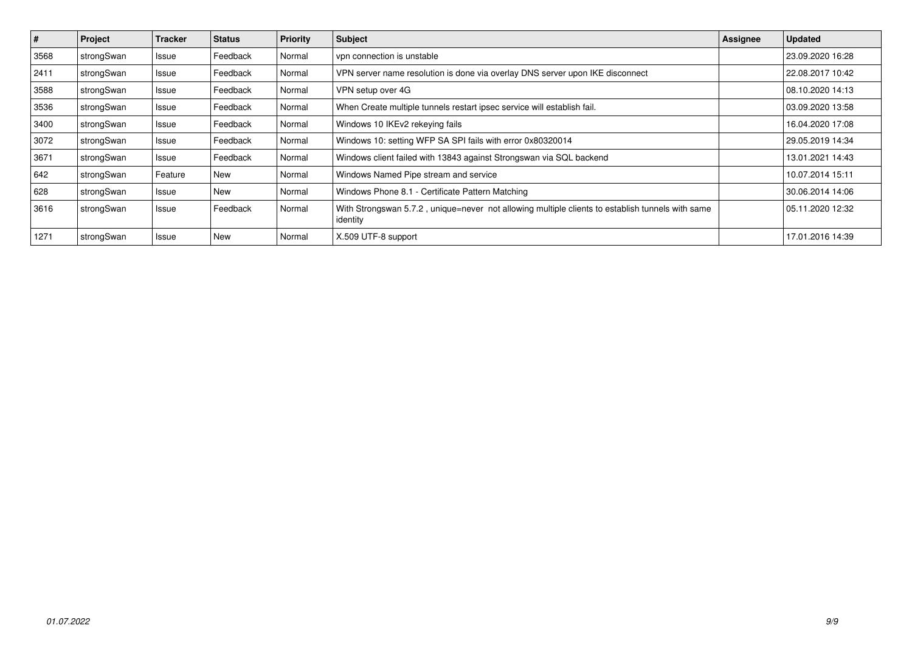| # | Project | Tracker | Status | Priority | Subject | Assignee | Updated |
|---|---|---|---|---|---|---|---|
| 3568 | strongSwan | Issue | Feedback | Normal | vpn connection is unstable | | 23.09.2020 16:28 |
| 2411 | strongSwan | Issue | Feedback | Normal | VPN server name resolution is done via overlay DNS server upon IKE disconnect | | 22.08.2017 10:42 |
| 3588 | strongSwan | Issue | Feedback | Normal | VPN setup over 4G | | 08.10.2020 14:13 |
| 3536 | strongSwan | Issue | Feedback | Normal | When Create multiple tunnels restart ipsec service will establish fail. | | 03.09.2020 13:58 |
| 3400 | strongSwan | Issue | Feedback | Normal | Windows 10 IKEv2 rekeying fails | | 16.04.2020 17:08 |
| 3072 | strongSwan | Issue | Feedback | Normal | Windows 10: setting WFP SA SPI fails with error 0x80320014 | | 29.05.2019 14:34 |
| 3671 | strongSwan | Issue | Feedback | Normal | Windows client failed with 13843 against Strongswan via SQL backend | | 13.01.2021 14:43 |
| 642 | strongSwan | Feature | New | Normal | Windows Named Pipe stream and service | | 10.07.2014 15:11 |
| 628 | strongSwan | Issue | New | Normal | Windows Phone 8.1 - Certificate Pattern Matching | | 30.06.2014 14:06 |
| 3616 | strongSwan | Issue | Feedback | Normal | With Strongswan 5.7.2 , unique=never not allowing multiple clients to establish tunnels with same identity | | 05.11.2020 12:32 |
| 1271 | strongSwan | Issue | New | Normal | X.509 UTF-8 support | | 17.01.2016 14:39 |